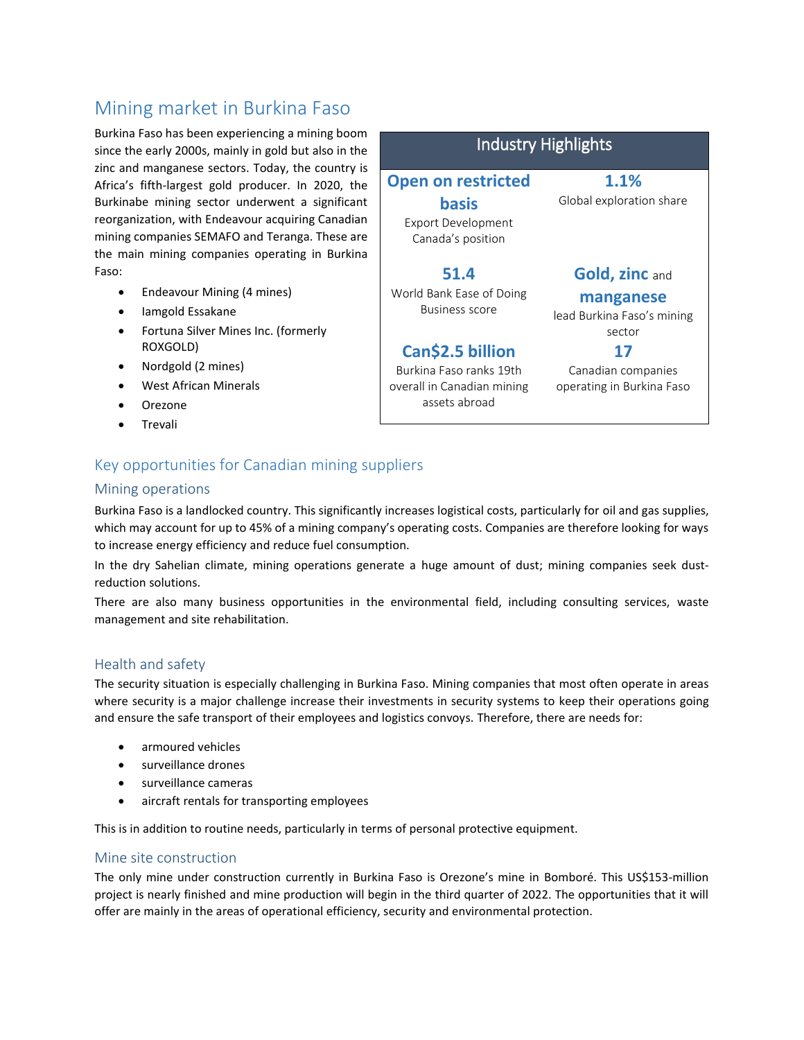# Mining market in Burkina Faso

Burkina Faso has been experiencing a mining boom since the early 2000s, mainly in gold but also in the zinc and manganese sectors. Today, the country is Africa's fifth-largest gold producer. In 2020, the Burkinabe mining sector underwent a significant reorganization, with Endeavour acquiring Canadian mining companies SEMAFO and Teranga. These are the main mining companies operating in Burkina Faso:

- Endeavour Mining (4 mines)
- Iamgold Essakane
- Fortuna Silver Mines Inc. (formerly ROXGOLD)
- Nordgold (2 mines)
- West African Minerals
- Orezone
- Trevali

| Industry Highlights | |
|---|---|
| **Open on restricted basis**<br>Export Development Canada's position | **1.1%**<br>Global exploration share |
| **51.4**<br>World Bank Ease of Doing Business score | **Gold, zinc** and **manganese**<br>lead Burkina Faso's mining sector |
| **Can$2.5 billion**<br>Burkina Faso ranks 19th overall in Canadian mining assets abroad | **17**<br>Canadian companies operating in Burkina Faso |

## Key opportunities for Canadian mining suppliers

### Mining operations

Burkina Faso is a landlocked country. This significantly increases logistical costs, particularly for oil and gas supplies, which may account for up to 45% of a mining company's operating costs. Companies are therefore looking for ways to increase energy efficiency and reduce fuel consumption.

In the dry Sahelian climate, mining operations generate a huge amount of dust; mining companies seek dust-reduction solutions.

There are also many business opportunities in the environmental field, including consulting services, waste management and site rehabilitation.

### Health and safety

The security situation is especially challenging in Burkina Faso. Mining companies that most often operate in areas where security is a major challenge increase their investments in security systems to keep their operations going and ensure the safe transport of their employees and logistics convoys. Therefore, there are needs for:

- armoured vehicles
- surveillance drones
- surveillance cameras
- aircraft rentals for transporting employees

This is in addition to routine needs, particularly in terms of personal protective equipment.

### Mine site construction

The only mine under construction currently in Burkina Faso is Orezone's mine in Bomboré. This US$153-million project is nearly finished and mine production will begin in the third quarter of 2022. The opportunities that it will offer are mainly in the areas of operational efficiency, security and environmental protection.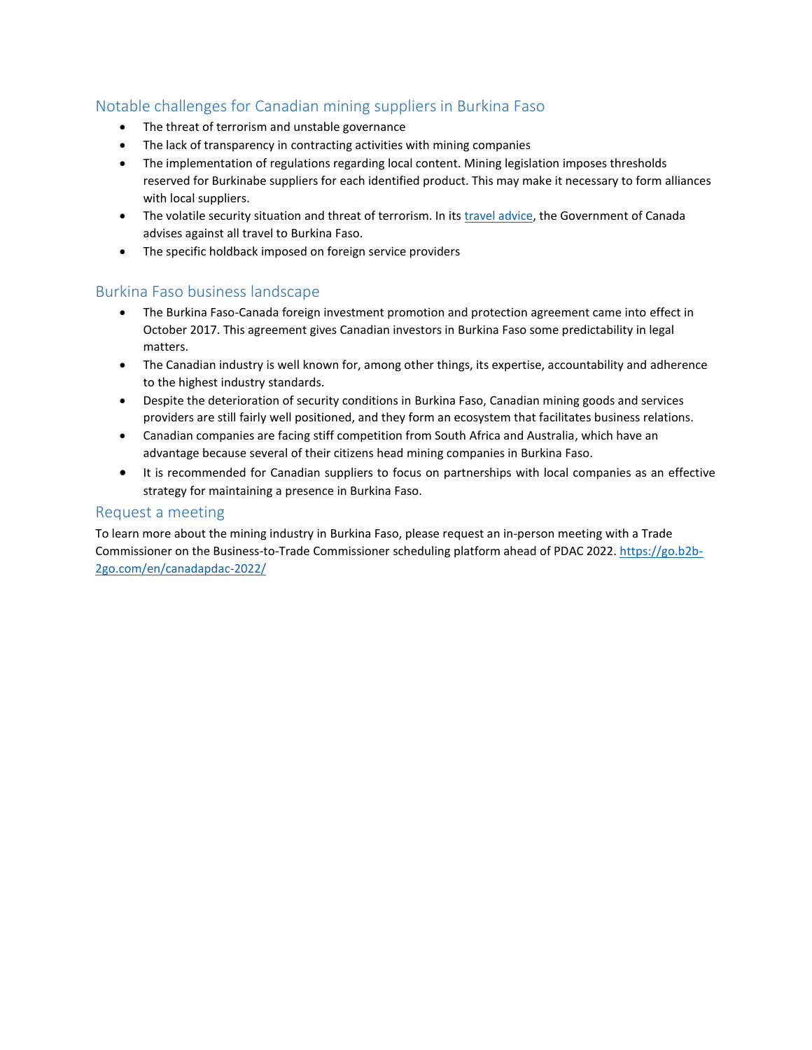## Notable challenges for Canadian mining suppliers in Burkina Faso

- The threat of terrorism and unstable governance
- The lack of transparency in contracting activities with mining companies
- The implementation of regulations regarding local content. Mining legislation imposes thresholds reserved for Burkinabe suppliers for each identified product. This may make it necessary to form alliances with local suppliers.
- The volatile security situation and threat of terrorism. In its travel advice, the Government of Canada advises against all travel to Burkina Faso.
- The specific holdback imposed on foreign service providers

## Burkina Faso business landscape

- The Burkina Faso-Canada foreign investment promotion and protection agreement came into effect in October 2017. This agreement gives Canadian investors in Burkina Faso some predictability in legal matters.
- The Canadian industry is well known for, among other things, its expertise, accountability and adherence to the highest industry standards.
- Despite the deterioration of security conditions in Burkina Faso, Canadian mining goods and services providers are still fairly well positioned, and they form an ecosystem that facilitates business relations.
- Canadian companies are facing stiff competition from South Africa and Australia, which have an advantage because several of their citizens head mining companies in Burkina Faso.
- It is recommended for Canadian suppliers to focus on partnerships with local companies as an effective strategy for maintaining a presence in Burkina Faso.

## Request a meeting

To learn more about the mining industry in Burkina Faso, please request an in-person meeting with a Trade Commissioner on the Business-to-Trade Commissioner scheduling platform ahead of PDAC 2022. https://go.b2b-2go.com/en/canadapdac-2022/